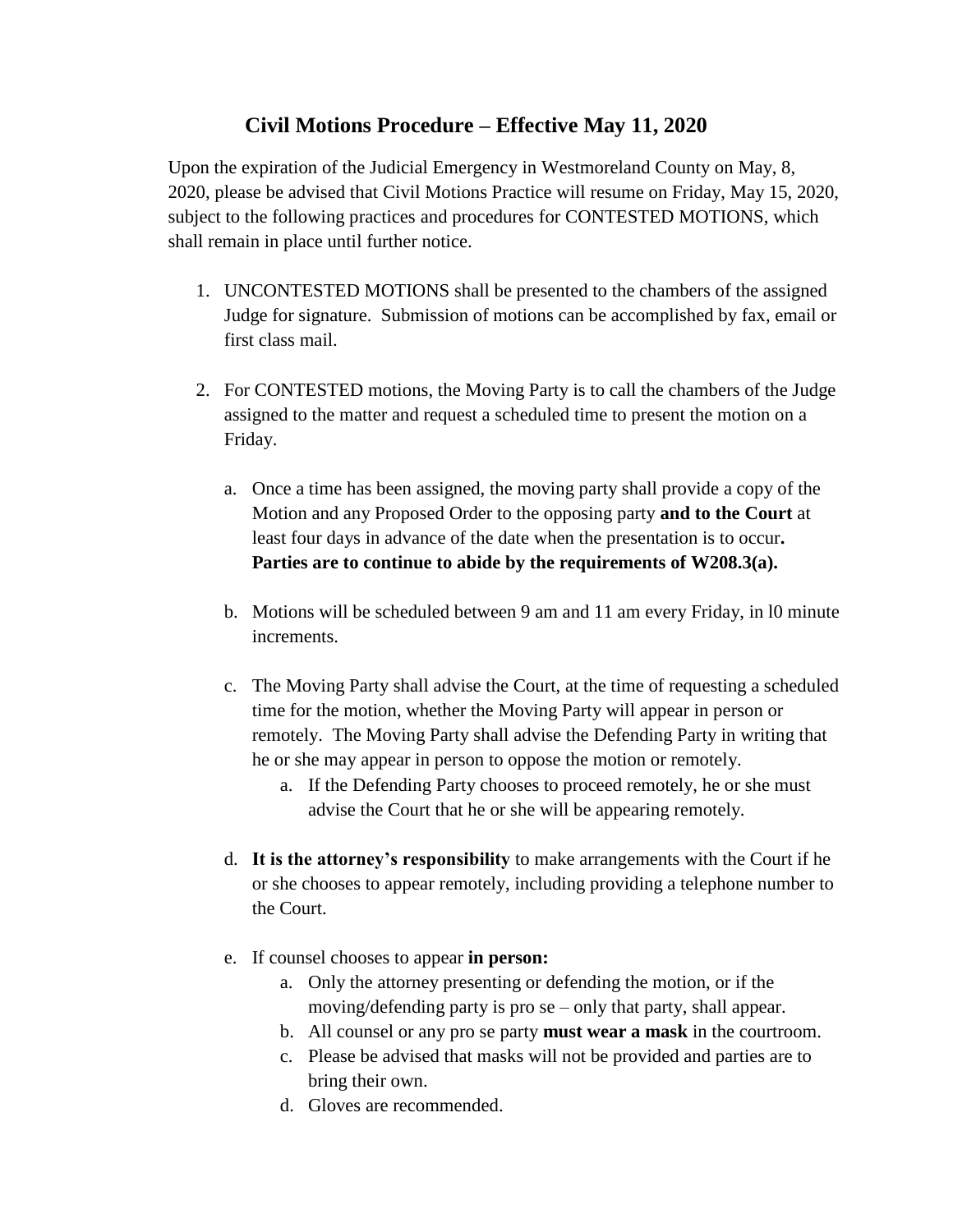# Civil Motions Procedure – Effective May 11, 2020

Upon the expiration of the Judicial Emergency in Westmoreland County on May, 8, 2020, please be advised that Civil Motions Practice will resume on Friday, May 15, 2020, subject to the following practices and procedures for CONTESTED MOTIONS, which shall remain in place until further notice.

1. UNCONTESTED MOTIONS shall be presented to the chambers of the assigned Judge for signature. Submission of motions can be accomplished by fax, email or first class mail.

2. For CONTESTED motions, the Moving Party is to call the chambers of the Judge assigned to the matter and request a scheduled time to present the motion on a Friday.

   a. Once a time has been assigned, the moving party shall provide a copy of the Motion and any Proposed Order to the opposing party **and to the Court** at least four days in advance of the date when the presentation is to occur**. Parties are to continue to abide by the requirements of W208.3(a).**

   b. Motions will be scheduled between 9 am and 11 am every Friday, in l0 minute increments.

   c. The Moving Party shall advise the Court, at the time of requesting a scheduled time for the motion, whether the Moving Party will appear in person or remotely. The Moving Party shall advise the Defending Party in writing that he or she may appear in person to oppose the motion or remotely.
      a. If the Defending Party chooses to proceed remotely, he or she must advise the Court that he or she will be appearing remotely.

   d. **It is the attorney's responsibility** to make arrangements with the Court if he or she chooses to appear remotely, including providing a telephone number to the Court.

   e. If counsel chooses to appear **in person:**
      a. Only the attorney presenting or defending the motion, or if the moving/defending party is pro se – only that party, shall appear.
      b. All counsel or any pro se party **must wear a mask** in the courtroom.
      c. Please be advised that masks will not be provided and parties are to bring their own.
      d. Gloves are recommended.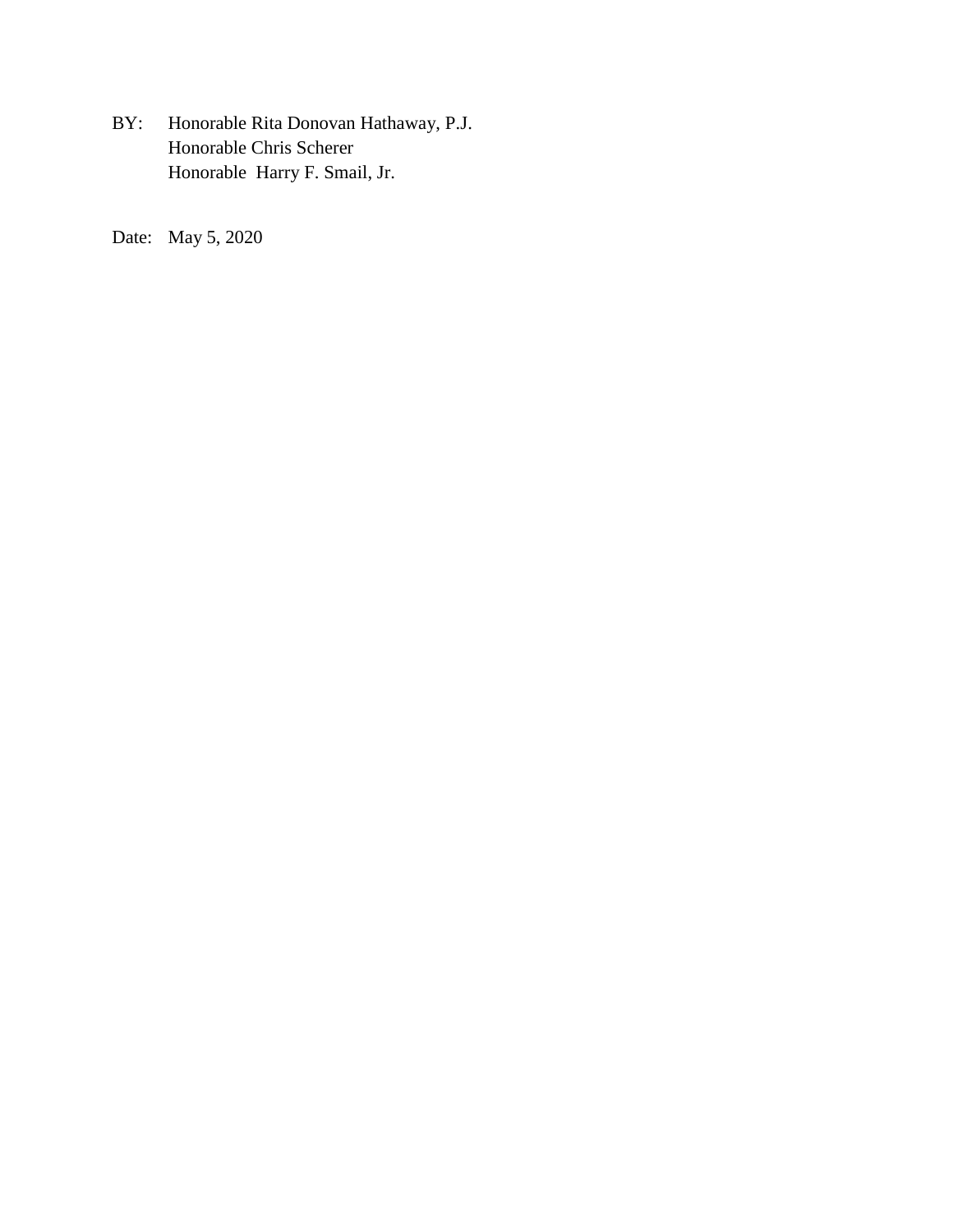BY: Honorable Rita Donovan Hathaway, P.J.
Honorable Chris Scherer
Honorable Harry F. Smail, Jr.

Date: May 5, 2020